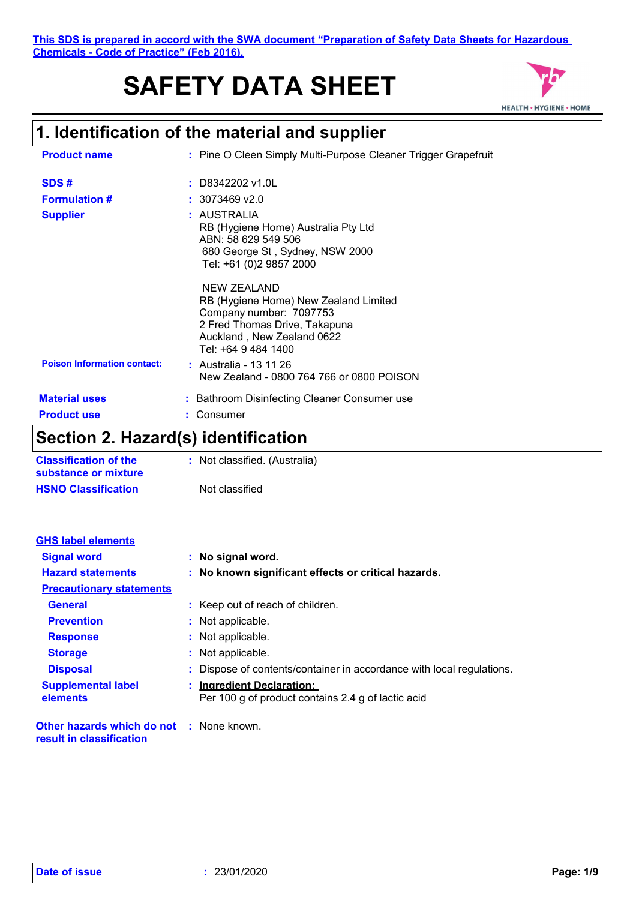This SDS is prepared in accord with the SWA document "Preparation of Safety Data Sheets for Hazardous Chemicals - Code of Practice" (Feb 2016).

# SAFETY DATA SHEET

## 1. Identification of the material and supplier

**Product name** : Pine O Cleen Simply Multi-Purpose Cleaner Trigger Grapefruit

**SDS #** : D8342202 v1.0L

**Formulation #** : 3073469 v2.0

**Supplier** : AUSTRALIA
RB (Hygiene Home) Australia Pty Ltd
ABN: 58 629 549 506
680 George St , Sydney, NSW 2000
Tel: +61 (0)2 9857 2000

NEW ZEALAND
RB (Hygiene Home) New Zealand Limited
Company number: 7097753
2 Fred Thomas Drive, Takapuna
Auckland , New Zealand 0622
Tel: +64 9 484 1400

**Poison Information contact:** : Australia - 13 11 26
New Zealand - 0800 764 766 or 0800 POISON

**Material uses** : Bathroom Disinfecting Cleaner Consumer use

**Product use** : Consumer

## Section 2. Hazard(s) identification

**Classification of the substance or mixture** : Not classified. (Australia)

**HSNO Classification** Not classified

**GHS label elements**

**Signal word** : **No signal word.**

**Hazard statements** : **No known significant effects or critical hazards.**

**Precautionary statements**

**General** : Keep out of reach of children.

**Prevention** : Not applicable.

**Response** : Not applicable.

**Storage** : Not applicable.

**Disposal** : Dispose of contents/container in accordance with local regulations.

**Supplemental label elements** : **Ingredient Declaration:**
Per 100 g of product contains 2.4 g of lactic acid

**Other hazards which do not result in classification** : None known.

**Date of issue** : 23/01/2020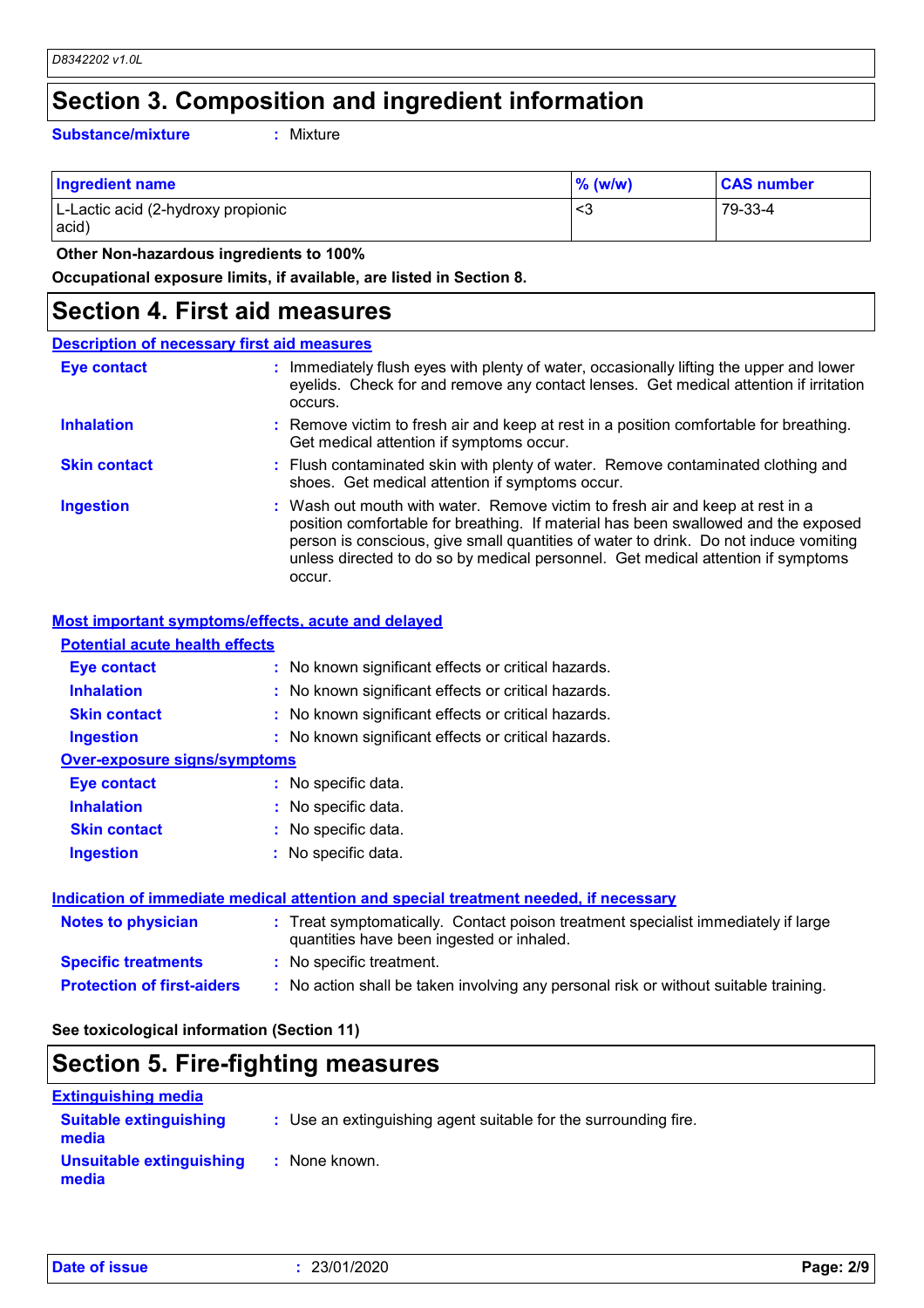## Section 3. Composition and ingredient information

**Substance/mixture** : Mixture

| Ingredient name | % (w/w) | CAS number |
|---|---|---|
| L-Lactic acid (2-hydroxy propionic acid) | <3 | 79-33-4 |

**Other Non-hazardous ingredients to 100%**

**Occupational exposure limits, if available, are listed in Section 8.**

## Section 4. First aid measures

### Description of necessary first aid measures

**Eye contact** : Immediately flush eyes with plenty of water, occasionally lifting the upper and lower eyelids. Check for and remove any contact lenses. Get medical attention if irritation occurs.

**Inhalation** : Remove victim to fresh air and keep at rest in a position comfortable for breathing. Get medical attention if symptoms occur.

**Skin contact** : Flush contaminated skin with plenty of water. Remove contaminated clothing and shoes. Get medical attention if symptoms occur.

**Ingestion** : Wash out mouth with water. Remove victim to fresh air and keep at rest in a position comfortable for breathing. If material has been swallowed and the exposed person is conscious, give small quantities of water to drink. Do not induce vomiting unless directed to do so by medical personnel. Get medical attention if symptoms occur.

### Most important symptoms/effects, acute and delayed

**Potential acute health effects**

**Eye contact** : No known significant effects or critical hazards.

**Inhalation** : No known significant effects or critical hazards.

**Skin contact** : No known significant effects or critical hazards.

**Ingestion** : No known significant effects or critical hazards.

**Over-exposure signs/symptoms**

**Eye contact** : No specific data.

**Inhalation** : No specific data.

**Skin contact** : No specific data.

**Ingestion** : No specific data.

### Indication of immediate medical attention and special treatment needed, if necessary

**Notes to physician** : Treat symptomatically. Contact poison treatment specialist immediately if large quantities have been ingested or inhaled.

**Specific treatments** : No specific treatment.

**Protection of first-aiders** : No action shall be taken involving any personal risk or without suitable training.

**See toxicological information (Section 11)**

## Section 5. Fire-fighting measures

### Extinguishing media

**Suitable extinguishing media** : Use an extinguishing agent suitable for the surrounding fire.

**Unsuitable extinguishing media** : None known.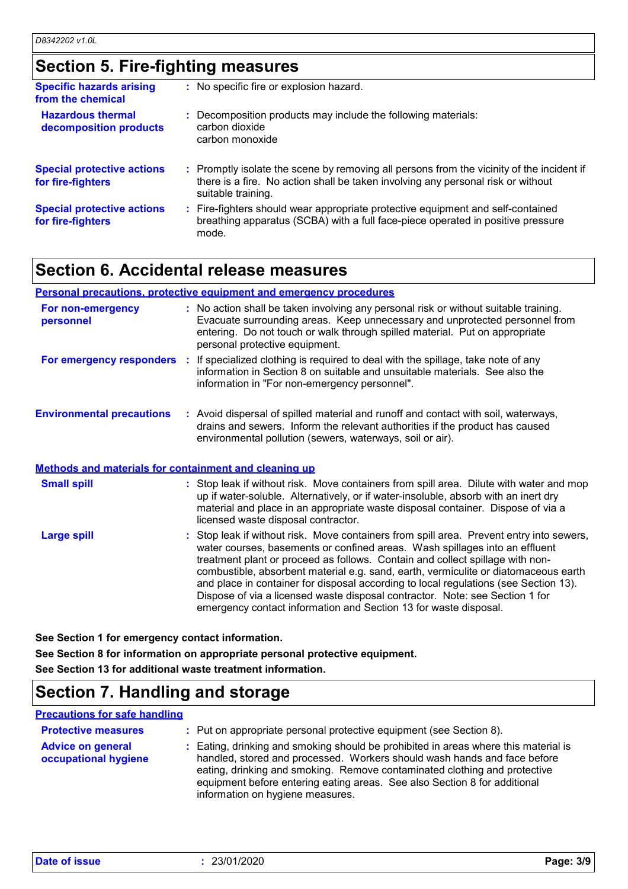## Section 5. Fire-fighting measures

| | |
|---|---|
| **Specific hazards arising from the chemical** | : No specific fire or explosion hazard. |
| **Hazardous thermal decomposition products** | : Decomposition products may include the following materials: carbon dioxide carbon monoxide |
| **Special protective actions for fire-fighters** | : Promptly isolate the scene by removing all persons from the vicinity of the incident if there is a fire. No action shall be taken involving any personal risk or without suitable training. |
| **Special protective actions for fire-fighters** | : Fire-fighters should wear appropriate protective equipment and self-contained breathing apparatus (SCBA) with a full face-piece operated in positive pressure mode. |

## Section 6. Accidental release measures

### Personal precautions, protective equipment and emergency procedures

| | |
|---|---|
| **For non-emergency personnel** | : No action shall be taken involving any personal risk or without suitable training. Evacuate surrounding areas. Keep unnecessary and unprotected personnel from entering. Do not touch or walk through spilled material. Put on appropriate personal protective equipment. |
| **For emergency responders** | : If specialized clothing is required to deal with the spillage, take note of any information in Section 8 on suitable and unsuitable materials. See also the information in "For non-emergency personnel". |
| **Environmental precautions** | : Avoid dispersal of spilled material and runoff and contact with soil, waterways, drains and sewers. Inform the relevant authorities if the product has caused environmental pollution (sewers, waterways, soil or air). |

### Methods and materials for containment and cleaning up

| | |
|---|---|
| **Small spill** | : Stop leak if without risk. Move containers from spill area. Dilute with water and mop up if water-soluble. Alternatively, or if water-insoluble, absorb with an inert dry material and place in an appropriate waste disposal container. Dispose of via a licensed waste disposal contractor. |
| **Large spill** | : Stop leak if without risk. Move containers from spill area. Prevent entry into sewers, water courses, basements or confined areas. Wash spillages into an effluent treatment plant or proceed as follows. Contain and collect spillage with non-combustible, absorbent material e.g. sand, earth, vermiculite or diatomaceous earth and place in container for disposal according to local regulations (see Section 13). Dispose of via a licensed waste disposal contractor. Note: see Section 1 for emergency contact information and Section 13 for waste disposal. |

**See Section 1 for emergency contact information.**

**See Section 8 for information on appropriate personal protective equipment.**

**See Section 13 for additional waste treatment information.**

## Section 7. Handling and storage

### Precautions for safe handling

| | |
|---|---|
| **Protective measures** | : Put on appropriate personal protective equipment (see Section 8). |
| **Advice on general occupational hygiene** | : Eating, drinking and smoking should be prohibited in areas where this material is handled, stored and processed. Workers should wash hands and face before eating, drinking and smoking. Remove contaminated clothing and protective equipment before entering eating areas. See also Section 8 for additional information on hygiene measures. |

**Date of issue** : 23/01/2020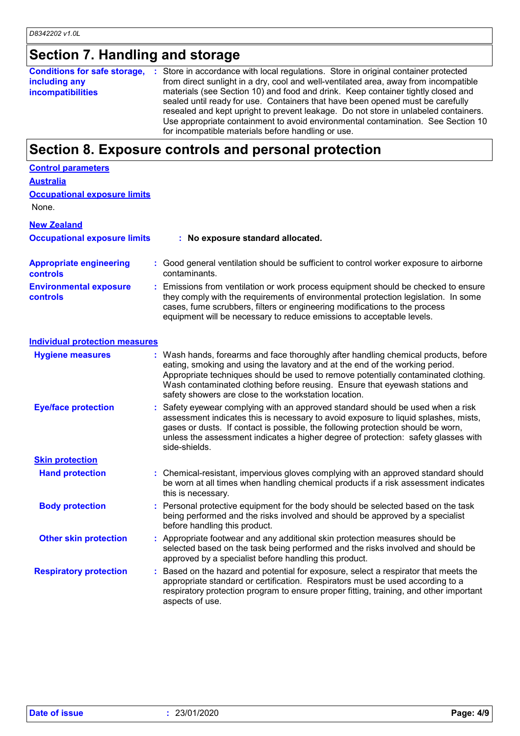## Section 7. Handling and storage

**Conditions for safe storage, including any incompatibilities** : Store in accordance with local regulations. Store in original container protected from direct sunlight in a dry, cool and well-ventilated area, away from incompatible materials (see Section 10) and food and drink. Keep container tightly closed and sealed until ready for use. Containers that have been opened must be carefully resealed and kept upright to prevent leakage. Do not store in unlabeled containers. Use appropriate containment to avoid environmental contamination. See Section 10 for incompatible materials before handling or use.

## Section 8. Exposure controls and personal protection

**Control parameters**

**Australia**

**Occupational exposure limits**

None.

**New Zealand**

**Occupational exposure limits** : **No exposure standard allocated.**

**Appropriate engineering controls** : Good general ventilation should be sufficient to control worker exposure to airborne contaminants.

**Environmental exposure controls** : Emissions from ventilation or work process equipment should be checked to ensure they comply with the requirements of environmental protection legislation. In some cases, fume scrubbers, filters or engineering modifications to the process equipment will be necessary to reduce emissions to acceptable levels.

**Individual protection measures**

**Hygiene measures** : Wash hands, forearms and face thoroughly after handling chemical products, before eating, smoking and using the lavatory and at the end of the working period. Appropriate techniques should be used to remove potentially contaminated clothing. Wash contaminated clothing before reusing. Ensure that eyewash stations and safety showers are close to the workstation location.

**Eye/face protection** : Safety eyewear complying with an approved standard should be used when a risk assessment indicates this is necessary to avoid exposure to liquid splashes, mists, gases or dusts. If contact is possible, the following protection should be worn, unless the assessment indicates a higher degree of protection: safety glasses with side-shields.

**Skin protection**

**Hand protection** : Chemical-resistant, impervious gloves complying with an approved standard should be worn at all times when handling chemical products if a risk assessment indicates this is necessary.

**Body protection** : Personal protective equipment for the body should be selected based on the task being performed and the risks involved and should be approved by a specialist before handling this product.

**Other skin protection** : Appropriate footwear and any additional skin protection measures should be selected based on the task being performed and the risks involved and should be approved by a specialist before handling this product.

**Respiratory protection** : Based on the hazard and potential for exposure, select a respirator that meets the appropriate standard or certification. Respirators must be used according to a respiratory protection program to ensure proper fitting, training, and other important aspects of use.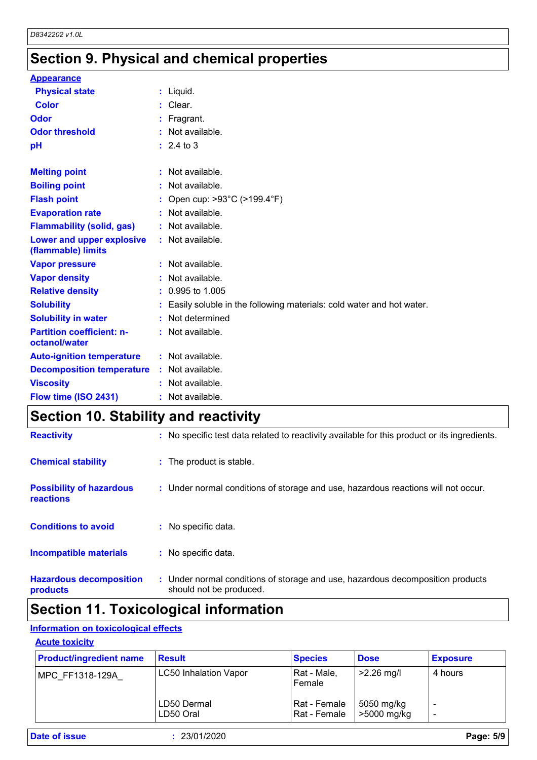# Section 9. Physical and chemical properties

**Appearance**

| | |
|---|---|
| **Physical state** | : Liquid. |
| **Color** | : Clear. |
| **Odor** | : Fragrant. |
| **Odor threshold** | : Not available. |
| **pH** | : 2.4 to 3 |
| **Melting point** | : Not available. |
| **Boiling point** | : Not available. |
| **Flash point** | : Open cup: >93°C (>199.4°F) |
| **Evaporation rate** | : Not available. |
| **Flammability (solid, gas)** | : Not available. |
| **Lower and upper explosive (flammable) limits** | : Not available. |
| **Vapor pressure** | : Not available. |
| **Vapor density** | : Not available. |
| **Relative density** | : 0.995 to 1.005 |
| **Solubility** | : Easily soluble in the following materials: cold water and hot water. |
| **Solubility in water** | : Not determined |
| **Partition coefficient: n-octanol/water** | : Not available. |
| **Auto-ignition temperature** | : Not available. |
| **Decomposition temperature** | : Not available. |
| **Viscosity** | : Not available. |
| **Flow time (ISO 2431)** | : Not available. |

# Section 10. Stability and reactivity

| | |
|---|---|
| **Reactivity** | : No specific test data related to reactivity available for this product or its ingredients. |
| **Chemical stability** | : The product is stable. |
| **Possibility of hazardous reactions** | : Under normal conditions of storage and use, hazardous reactions will not occur. |
| **Conditions to avoid** | : No specific data. |
| **Incompatible materials** | : No specific data. |
| **Hazardous decomposition products** | : Under normal conditions of storage and use, hazardous decomposition products should not be produced. |

# Section 11. Toxicological information

**Information on toxicological effects**

**Acute toxicity**

| Product/ingredient name | Result | Species | Dose | Exposure |
|---|---|---|---|---|
| MPC_FF1318-129A_ | LC50 Inhalation Vapor | Rat - Male, Female | >2.26 mg/l | 4 hours |
| | LD50 Dermal | Rat - Female | 5050 mg/kg | - |
| | LD50 Oral | Rat - Female | >5000 mg/kg | - |

**Date of issue** : 23/01/2020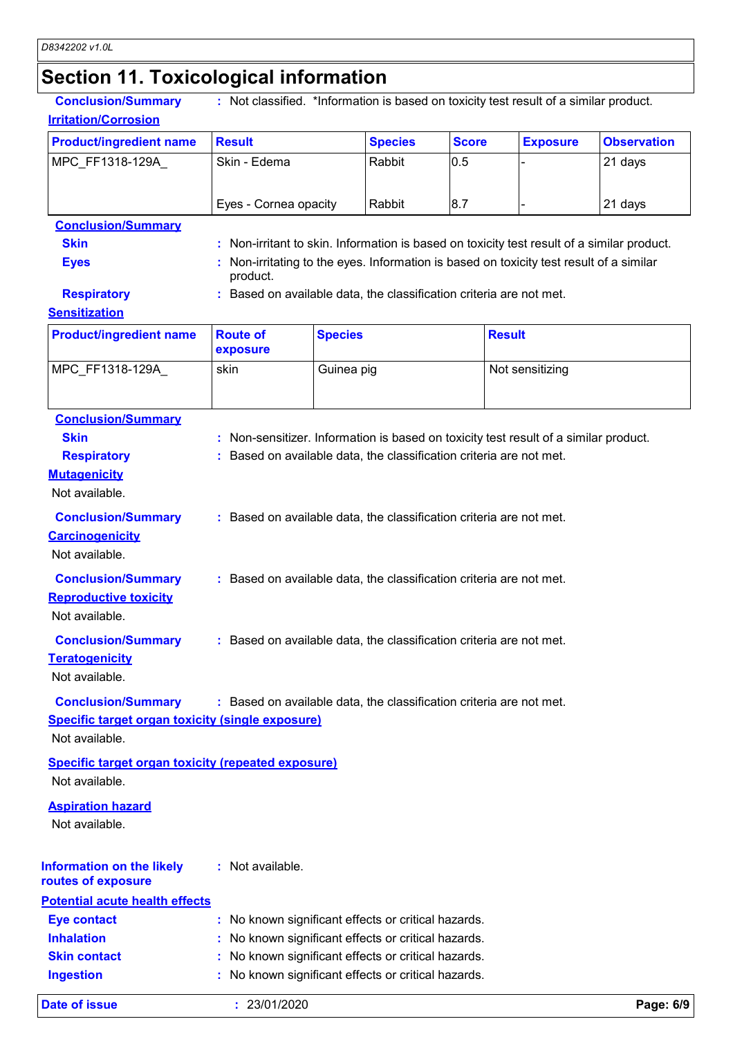## Section 11. Toxicological information

**Conclusion/Summary** : Not classified. *Information is based on toxicity test result of a similar product.

**Irritation/Corrosion**

| Product/ingredient name | Result | Species | Score | Exposure | Observation |
|---|---|---|---|---|---|
| MPC_FF1318-129A_ | Skin - Edema | Rabbit | 0.5 | - | 21 days |
| | Eyes - Cornea opacity | Rabbit | 8.7 | - | 21 days |

**Conclusion/Summary**

**Skin** : Non-irritant to skin. Information is based on toxicity test result of a similar product.

**Eyes** : Non-irritating to the eyes. Information is based on toxicity test result of a similar product.

**Respiratory** : Based on available data, the classification criteria are not met.

**Sensitization**

| Product/ingredient name | Route of exposure | Species | Result |
|---|---|---|---|
| MPC_FF1318-129A_ | skin | Guinea pig | Not sensitizing |

**Conclusion/Summary**

**Skin** : Non-sensitizer. Information is based on toxicity test result of a similar product.

**Respiratory** : Based on available data, the classification criteria are not met.

**Mutagenicity**

Not available.

**Conclusion/Summary** : Based on available data, the classification criteria are not met.

**Carcinogenicity**

Not available.

**Conclusion/Summary** : Based on available data, the classification criteria are not met.

**Reproductive toxicity**

Not available.

**Conclusion/Summary** : Based on available data, the classification criteria are not met.

**Teratogenicity**

Not available.

**Conclusion/Summary** : Based on available data, the classification criteria are not met.

**Specific target organ toxicity (single exposure)**

Not available.

**Specific target organ toxicity (repeated exposure)**

Not available.

**Aspiration hazard**

Not available.

**Information on the likely routes of exposure** : Not available.

**Potential acute health effects**

**Eye contact** : No known significant effects or critical hazards.

**Inhalation** : No known significant effects or critical hazards.

**Skin contact** : No known significant effects or critical hazards.

**Ingestion** : No known significant effects or critical hazards.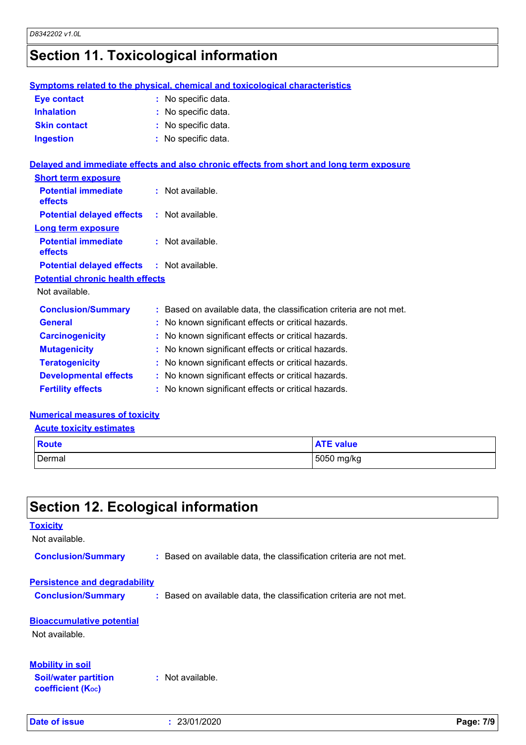## Section 11. Toxicological information

**Symptoms related to the physical, chemical and toxicological characteristics**

**Eye contact** : No specific data.

**Inhalation** : No specific data.

**Skin contact** : No specific data.

**Ingestion** : No specific data.

**Delayed and immediate effects and also chronic effects from short and long term exposure**

**Short term exposure**

**Potential immediate effects** : Not available.

**Potential delayed effects** : Not available.

**Long term exposure**

**Potential immediate effects** : Not available.

**Potential delayed effects** : Not available.

**Potential chronic health effects**

Not available.

**Conclusion/Summary** : Based on available data, the classification criteria are not met.

**General** : No known significant effects or critical hazards.

**Carcinogenicity** : No known significant effects or critical hazards.

**Mutagenicity** : No known significant effects or critical hazards.

**Teratogenicity** : No known significant effects or critical hazards.

**Developmental effects** : No known significant effects or critical hazards.

**Fertility effects** : No known significant effects or critical hazards.

**Numerical measures of toxicity**

**Acute toxicity estimates**

| Route | ATE value |
|---|---|
| Dermal | 5050 mg/kg |

## Section 12. Ecological information

**Toxicity**

Not available.

**Conclusion/Summary** : Based on available data, the classification criteria are not met.

**Persistence and degradability**

**Conclusion/Summary** : Based on available data, the classification criteria are not met.

**Bioaccumulative potential**

Not available.

**Mobility in soil**

**Soil/water partition coefficient ($K_{OC}$)** : Not available.

**Date of issue** : 23/01/2020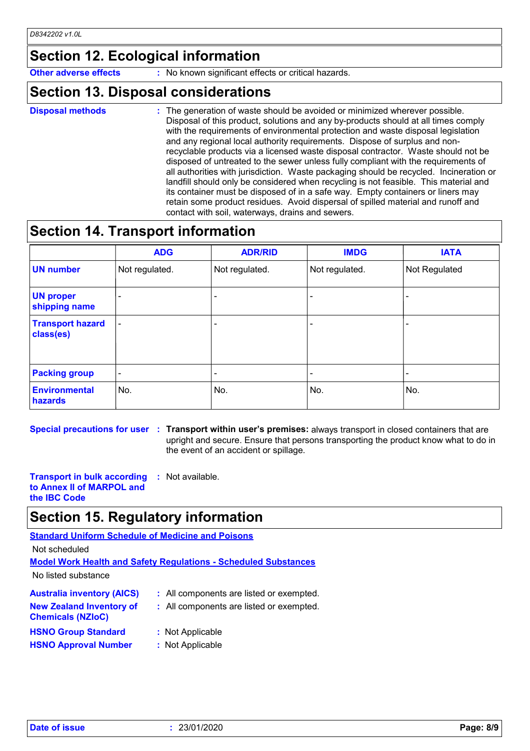## Section 12. Ecological information

**Other adverse effects** : No known significant effects or critical hazards.

## Section 13. Disposal considerations

**Disposal methods** : The generation of waste should be avoided or minimized wherever possible. Disposal of this product, solutions and any by-products should at all times comply with the requirements of environmental protection and waste disposal legislation and any regional local authority requirements. Dispose of surplus and non-recyclable products via a licensed waste disposal contractor. Waste should not be disposed of untreated to the sewer unless fully compliant with the requirements of all authorities with jurisdiction. Waste packaging should be recycled. Incineration or landfill should only be considered when recycling is not feasible. This material and its container must be disposed of in a safe way. Empty containers or liners may retain some product residues. Avoid dispersal of spilled material and runoff and contact with soil, waterways, drains and sewers.

## Section 14. Transport information

| | ADG | ADR/RID | IMDG | IATA |
|---|---|---|---|---|
| **UN number** | Not regulated. | Not regulated. | Not regulated. | Not Regulated |
| **UN proper shipping name** | - | - | - | - |
| **Transport hazard class(es)** | - | - | - | - |
| **Packing group** | - | - | - | - |
| **Environmental hazards** | No. | No. | No. | No. |

**Special precautions for user** : **Transport within user's premises:** always transport in closed containers that are upright and secure. Ensure that persons transporting the product know what to do in the event of an accident or spillage.

**Transport in bulk according to Annex II of MARPOL and the IBC Code** : Not available.

## Section 15. Regulatory information

**Standard Uniform Schedule of Medicine and Poisons**

Not scheduled

**Model Work Health and Safety Regulations - Scheduled Substances**

No listed substance

**Australia inventory (AICS)** : All components are listed or exempted.

**New Zealand Inventory of Chemicals (NZIoC)** : All components are listed or exempted.

**HSNO Group Standard** : Not Applicable

**HSNO Approval Number** : Not Applicable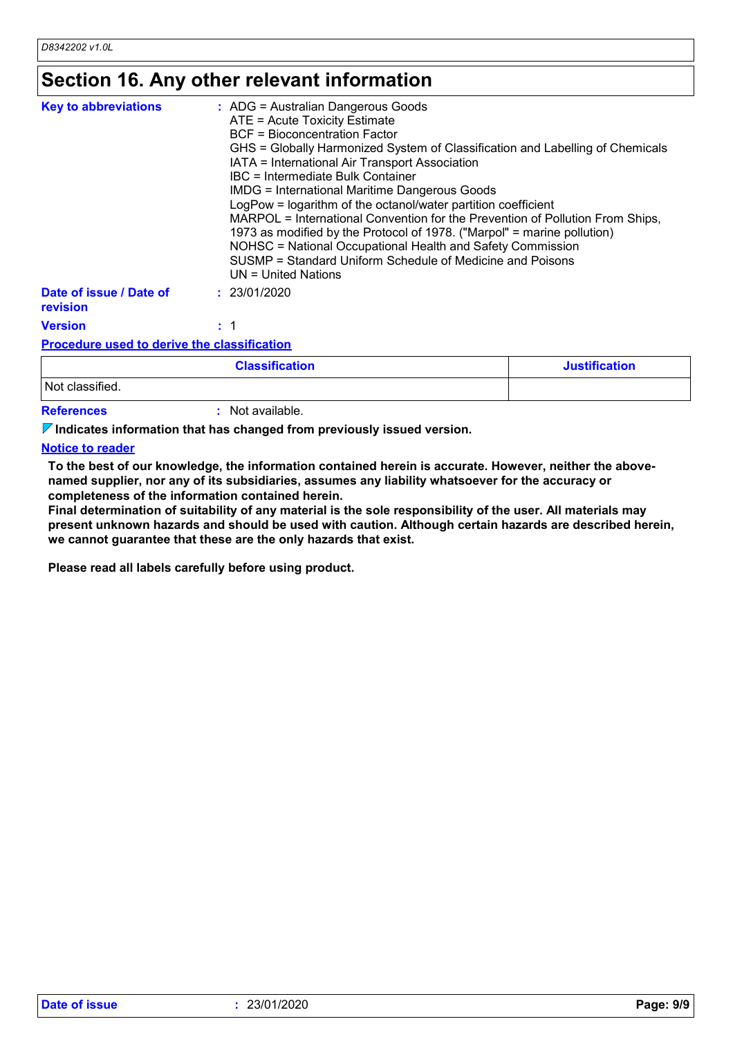# Section 16. Any other relevant information

**Key to abbreviations** : ADG = Australian Dangerous Goods
ATE = Acute Toxicity Estimate
BCF = Bioconcentration Factor
GHS = Globally Harmonized System of Classification and Labelling of Chemicals
IATA = International Air Transport Association
IBC = Intermediate Bulk Container
IMDG = International Maritime Dangerous Goods
LogPow = logarithm of the octanol/water partition coefficient
MARPOL = International Convention for the Prevention of Pollution From Ships, 1973 as modified by the Protocol of 1978. ("Marpol" = marine pollution)
NOHSC = National Occupational Health and Safety Commission
SUSMP = Standard Uniform Schedule of Medicine and Poisons
UN = United Nations

**Date of issue / Date of revision** : 23/01/2020

**Version** : 1

**Procedure used to derive the classification**

| Classification | Justification |
| --- | --- |
| Not classified. | |

**References** : Not available.

**Indicates information that has changed from previously issued version.**

**Notice to reader**

**To the best of our knowledge, the information contained herein is accurate. However, neither the above-named supplier, nor any of its subsidiaries, assumes any liability whatsoever for the accuracy or completeness of the information contained herein.**
**Final determination of suitability of any material is the sole responsibility of the user. All materials may present unknown hazards and should be used with caution. Although certain hazards are described herein, we cannot guarantee that these are the only hazards that exist.**

**Please read all labels carefully before using product.**